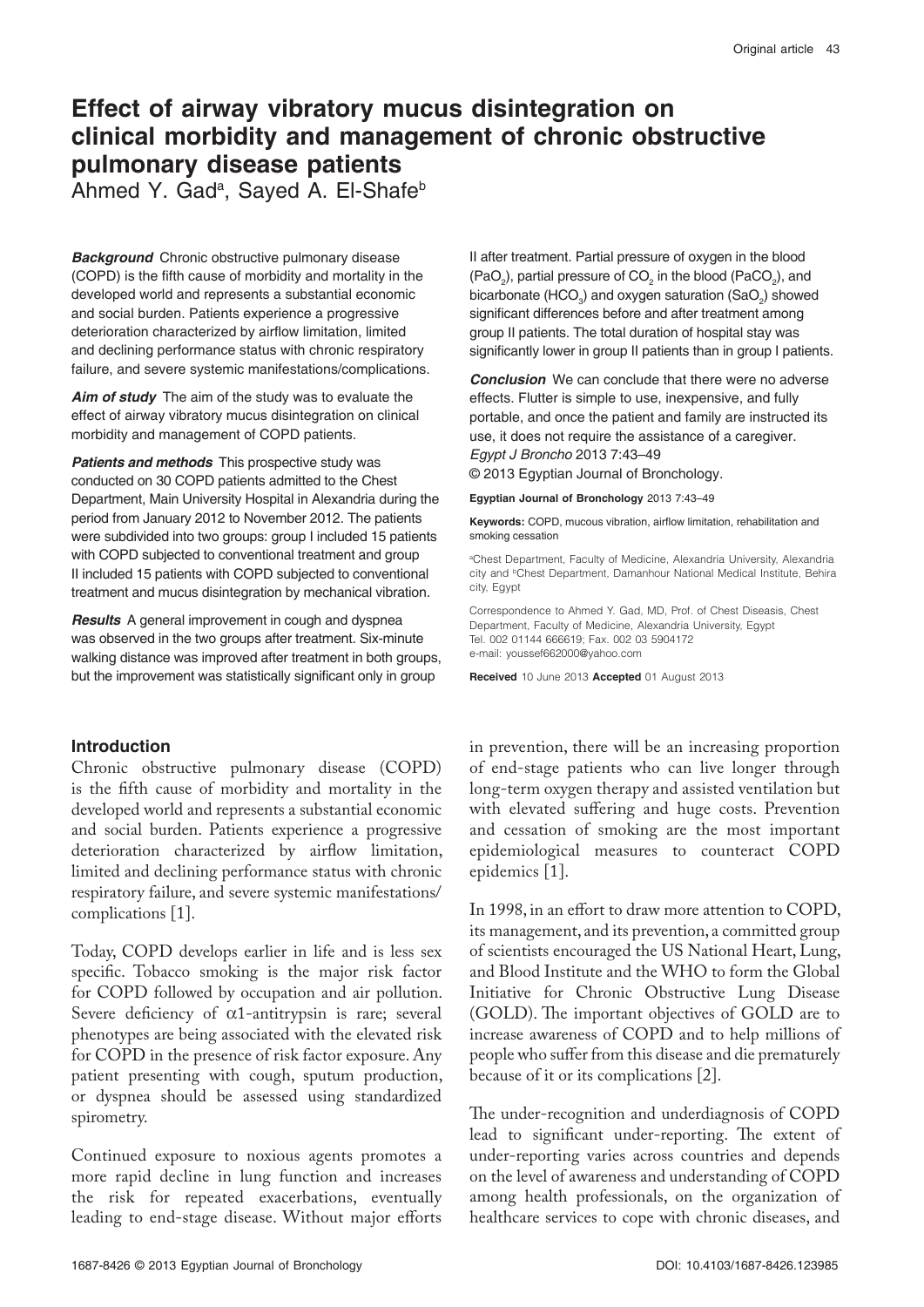# Effect of airway vibratory mucus disintegration on clinical morbidity and management of chronic obstructive pulmonary disease patients

Ahmed Y. Gad[a], Sayed A. El-Shafe[b]

***Background*** Chronic obstructive pulmonary disease (COPD) is the fifth cause of morbidity and mortality in the developed world and represents a substantial economic and social burden. Patients experience a progressive deterioration characterized by airflow limitation, limited and declining performance status with chronic respiratory failure, and severe systemic manifestations/complications.

***Aim of study*** The aim of the study was to evaluate the effect of airway vibratory mucus disintegration on clinical morbidity and management of COPD patients.

***Patients and methods*** This prospective study was conducted on 30 COPD patients admitted to the Chest Department, Main University Hospital in Alexandria during the period from January 2012 to November 2012. The patients were subdivided into two groups: group I included 15 patients with COPD subjected to conventional treatment and group II included 15 patients with COPD subjected to conventional treatment and mucus disintegration by mechanical vibration.

***Results*** A general improvement in cough and dyspnea was observed in the two groups after treatment. Six-minute walking distance was improved after treatment in both groups, but the improvement was statistically significant only in group II after treatment. Partial pressure of oxygen in the blood ($PaO_2$), partial pressure of $CO_2$ in the blood ($PaCO_2$), and bicarbonate ($HCO_3$) and oxygen saturation ($SaO_2$) showed significant differences before and after treatment among group II patients. The total duration of hospital stay was significantly lower in group II patients than in group I patients.

***Conclusion*** We can conclude that there were no adverse effects. Flutter is simple to use, inexpensive, and fully portable, and once the patient and family are instructed its use, it does not require the assistance of a caregiver.

*Egypt J Broncho* 2013 7:43–49

© 2013 Egyptian Journal of Bronchology.

**Egyptian Journal of Bronchology** 2013 7:43–49

**Keywords:** COPD, mucous vibration, airflow limitation, rehabilitation and smoking cessation

[a]Chest Department, Faculty of Medicine, Alexandria University, Alexandria city and [b]Chest Department, Damanhour National Medical Institute, Behira city, Egypt

Correspondence to Ahmed Y. Gad, MD, Prof. of Chest Diseasis, Chest Department, Faculty of Medicine, Alexandria University, Egypt
Tel. 002 01144 666619; Fax. 002 03 5904172
e-mail: youssef662000@yahoo.com

**Received** 10 June 2013 **Accepted** 01 August 2013

## Introduction

Chronic obstructive pulmonary disease (COPD) is the fifth cause of morbidity and mortality in the developed world and represents a substantial economic and social burden. Patients experience a progressive deterioration characterized by airflow limitation, limited and declining performance status with chronic respiratory failure, and severe systemic manifestations/complications [1].

Today, COPD develops earlier in life and is less sex specific. Tobacco smoking is the major risk factor for COPD followed by occupation and air pollution. Severe deficiency of $\alpha$1-antitrypsin is rare; several phenotypes are being associated with the elevated risk for COPD in the presence of risk factor exposure. Any patient presenting with cough, sputum production, or dyspnea should be assessed using standardized spirometry.

Continued exposure to noxious agents promotes a more rapid decline in lung function and increases the risk for repeated exacerbations, eventually leading to end-stage disease. Without major efforts in prevention, there will be an increasing proportion of end-stage patients who can live longer through long-term oxygen therapy and assisted ventilation but with elevated suffering and huge costs. Prevention and cessation of smoking are the most important epidemiological measures to counteract COPD epidemics [1].

In 1998, in an effort to draw more attention to COPD, its management, and its prevention, a committed group of scientists encouraged the US National Heart, Lung, and Blood Institute and the WHO to form the Global Initiative for Chronic Obstructive Lung Disease (GOLD). The important objectives of GOLD are to increase awareness of COPD and to help millions of people who suffer from this disease and die prematurely because of it or its complications [2].

The under-recognition and underdiagnosis of COPD lead to significant under-reporting. The extent of under-reporting varies across countries and depends on the level of awareness and understanding of COPD among health professionals, on the organization of healthcare services to cope with chronic diseases, and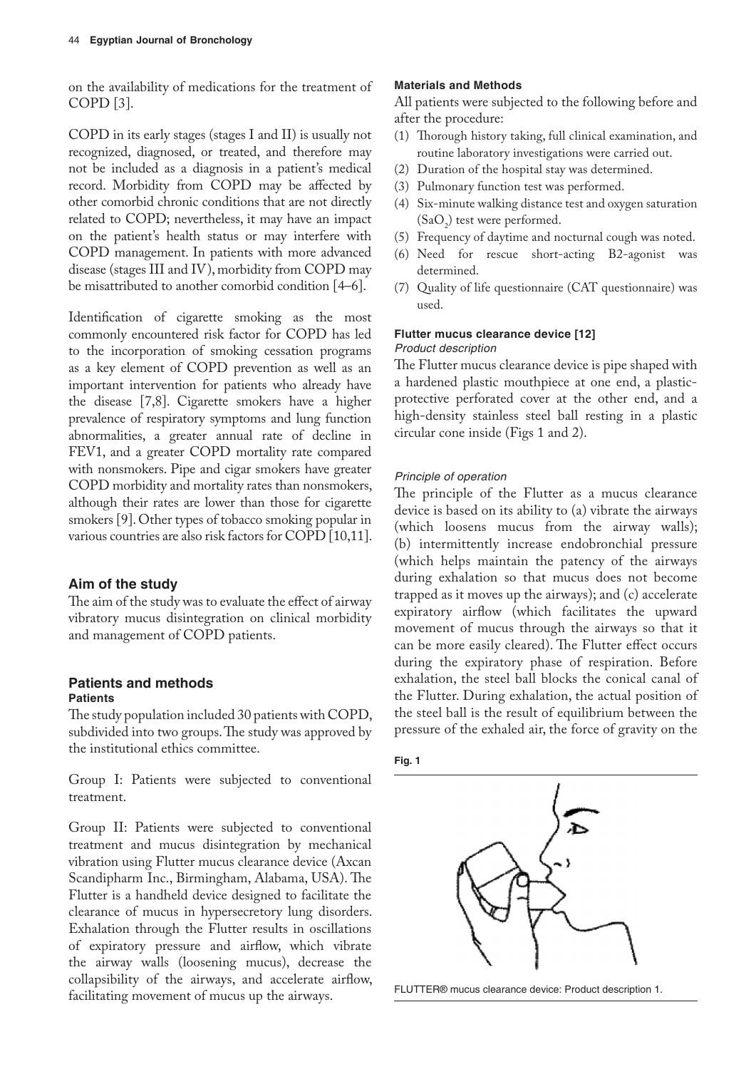on the availability of medications for the treatment of COPD [3].

COPD in its early stages (stages I and II) is usually not recognized, diagnosed, or treated, and therefore may not be included as a diagnosis in a patient's medical record. Morbidity from COPD may be affected by other comorbid chronic conditions that are not directly related to COPD; nevertheless, it may have an impact on the patient's health status or may interfere with COPD management. In patients with more advanced disease (stages III and IV), morbidity from COPD may be misattributed to another comorbid condition [4–6].

Identification of cigarette smoking as the most commonly encountered risk factor for COPD has led to the incorporation of smoking cessation programs as a key element of COPD prevention as well as an important intervention for patients who already have the disease [7,8]. Cigarette smokers have a higher prevalence of respiratory symptoms and lung function abnormalities, a greater annual rate of decline in FEV1, and a greater COPD mortality rate compared with nonsmokers. Pipe and cigar smokers have greater COPD morbidity and mortality rates than nonsmokers, although their rates are lower than those for cigarette smokers [9]. Other types of tobacco smoking popular in various countries are also risk factors for COPD [10,11].

## Aim of the study

The aim of the study was to evaluate the effect of airway vibratory mucus disintegration on clinical morbidity and management of COPD patients.

## Patients and methods

### Patients

The study population included 30 patients with COPD, subdivided into two groups. The study was approved by the institutional ethics committee.

Group I: Patients were subjected to conventional treatment.

Group II: Patients were subjected to conventional treatment and mucus disintegration by mechanical vibration using Flutter mucus clearance device (Axcan Scandipharm Inc., Birmingham, Alabama, USA). The Flutter is a handheld device designed to facilitate the clearance of mucus in hypersecretory lung disorders. Exhalation through the Flutter results in oscillations of expiratory pressure and airflow, which vibrate the airway walls (loosening mucus), decrease the collapsibility of the airways, and accelerate airflow, facilitating movement of mucus up the airways.

### Materials and Methods

All patients were subjected to the following before and after the procedure:

1. Thorough history taking, full clinical examination, and routine laboratory investigations were carried out.
2. Duration of the hospital stay was determined.
3. Pulmonary function test was performed.
4. Six-minute walking distance test and oxygen saturation ($SaO_2$) test were performed.
5. Frequency of daytime and nocturnal cough was noted.
6. Need for rescue short-acting B2-agonist was determined.
7. Quality of life questionnaire (CAT questionnaire) was used.

### Flutter mucus clearance device [12]

*Product description*

The Flutter mucus clearance device is pipe shaped with a hardened plastic mouthpiece at one end, a plastic-protective perforated cover at the other end, and a high-density stainless steel ball resting in a plastic circular cone inside (Figs 1 and 2).

*Principle of operation*

The principle of the Flutter as a mucus clearance device is based on its ability to (a) vibrate the airways (which loosens mucus from the airway walls); (b) intermittently increase endobronchial pressure (which helps maintain the patency of the airways during exhalation so that mucus does not become trapped as it moves up the airways); and (c) accelerate expiratory airflow (which facilitates the upward movement of mucus through the airways so that it can be more easily cleared). The Flutter effect occurs during the expiratory phase of respiration. Before exhalation, the steel ball blocks the conical canal of the Flutter. During exhalation, the actual position of the steel ball is the result of equilibrium between the pressure of the exhaled air, the force of gravity on the

**Fig. 1**

FLUTTER® mucus clearance device: Product description 1.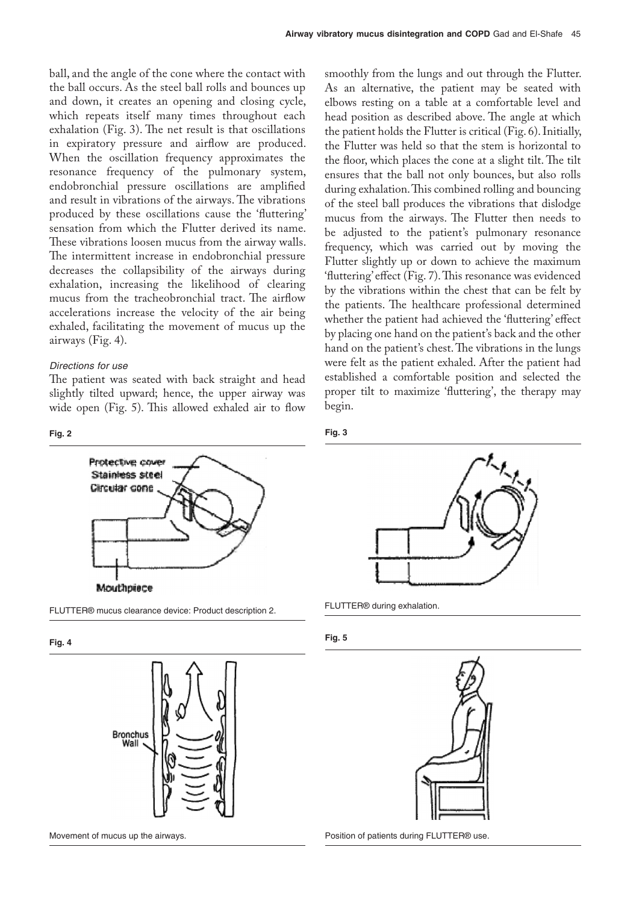ball, and the angle of the cone where the contact with the ball occurs. As the steel ball rolls and bounces up and down, it creates an opening and closing cycle, which repeats itself many times throughout each exhalation (Fig. 3). The net result is that oscillations in expiratory pressure and airflow are produced. When the oscillation frequency approximates the resonance frequency of the pulmonary system, endobronchial pressure oscillations are amplified and result in vibrations of the airways. The vibrations produced by these oscillations cause the 'fluttering' sensation from which the Flutter derived its name. These vibrations loosen mucus from the airway walls. The intermittent increase in endobronchial pressure decreases the collapsibility of the airways during exhalation, increasing the likelihood of clearing mucus from the tracheobronchial tract. The airflow accelerations increase the velocity of the air being exhaled, facilitating the movement of mucus up the airways (Fig. 4).

#### *Directions for use*

The patient was seated with back straight and head slightly tilted upward; hence, the upper airway was wide open (Fig. 5). This allowed exhaled air to flow smoothly from the lungs and out through the Flutter. As an alternative, the patient may be seated with elbows resting on a table at a comfortable level and head position as described above. The angle at which the patient holds the Flutter is critical (Fig. 6). Initially, the Flutter was held so that the stem is horizontal to the floor, which places the cone at a slight tilt. The tilt ensures that the ball not only bounces, but also rolls during exhalation. This combined rolling and bouncing of the steel ball produces the vibrations that dislodge mucus from the airways. The Flutter then needs to be adjusted to the patient's pulmonary resonance frequency, which was carried out by moving the Flutter slightly up or down to achieve the maximum 'fluttering' effect (Fig. 7). This resonance was evidenced by the vibrations within the chest that can be felt by the patients. The healthcare professional determined whether the patient had achieved the 'fluttering' effect by placing one hand on the patient's back and the other hand on the patient's chest. The vibrations in the lungs were felt as the patient exhaled. After the patient had established a comfortable position and selected the proper tilt to maximize 'fluttering', the therapy may begin.

**Fig. 2**

FLUTTER® mucus clearance device: Product description 2.

**Fig. 3**

FLUTTER® during exhalation.

**Fig. 4**

Movement of mucus up the airways.

**Fig. 5**

Position of patients during FLUTTER® use.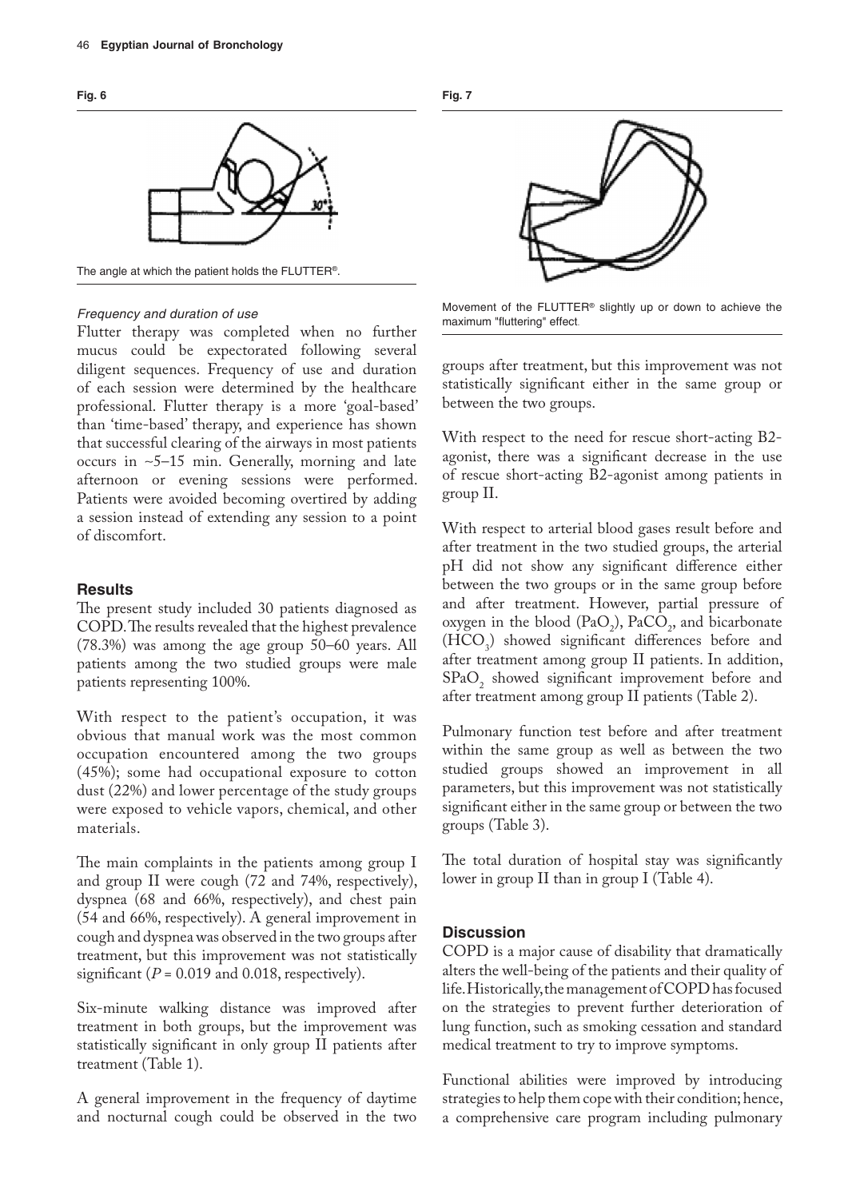**Fig. 6**

The angle at which the patient holds the FLUTTER®.

**Fig. 7**

Movement of the FLUTTER® slightly up or down to achieve the maximum "fluttering" effect.

*Frequency and duration of use*

Flutter therapy was completed when no further mucus could be expectorated following several diligent sequences. Frequency of use and duration of each session were determined by the healthcare professional. Flutter therapy is a more 'goal-based' than 'time-based' therapy, and experience has shown that successful clearing of the airways in most patients occurs in ~5–15 min. Generally, morning and late afternoon or evening sessions were performed. Patients were avoided becoming overtired by adding a session instead of extending any session to a point of discomfort.

## Results

The present study included 30 patients diagnosed as COPD. The results revealed that the highest prevalence (78.3%) was among the age group 50–60 years. All patients among the two studied groups were male patients representing 100%.

With respect to the patient's occupation, it was obvious that manual work was the most common occupation encountered among the two groups (45%); some had occupational exposure to cotton dust (22%) and lower percentage of the study groups were exposed to vehicle vapors, chemical, and other materials.

The main complaints in the patients among group I and group II were cough (72 and 74%, respectively), dyspnea (68 and 66%, respectively), and chest pain (54 and 66%, respectively). A general improvement in cough and dyspnea was observed in the two groups after treatment, but this improvement was not statistically significant ($P$ = 0.019 and 0.018, respectively).

Six-minute walking distance was improved after treatment in both groups, but the improvement was statistically significant in only group II patients after treatment (Table 1).

A general improvement in the frequency of daytime and nocturnal cough could be observed in the two groups after treatment, but this improvement was not statistically significant either in the same group or between the two groups.

With respect to the need for rescue short-acting B2-agonist, there was a significant decrease in the use of rescue short-acting B2-agonist among patients in group II.

With respect to arterial blood gases result before and after treatment in the two studied groups, the arterial pH did not show any significant difference either between the two groups or in the same group before and after treatment. However, partial pressure of oxygen in the blood ($PaO_2$), $PaCO_2$, and bicarbonate ($HCO_3$) showed significant differences before and after treatment among group II patients. In addition, $SPaO_2$ showed significant improvement before and after treatment among group II patients (Table 2).

Pulmonary function test before and after treatment within the same group as well as between the two studied groups showed an improvement in all parameters, but this improvement was not statistically significant either in the same group or between the two groups (Table 3).

The total duration of hospital stay was significantly lower in group II than in group I (Table 4).

## Discussion

COPD is a major cause of disability that dramatically alters the well-being of the patients and their quality of life. Historically, the management of COPD has focused on the strategies to prevent further deterioration of lung function, such as smoking cessation and standard medical treatment to try to improve symptoms.

Functional abilities were improved by introducing strategies to help them cope with their condition; hence, a comprehensive care program including pulmonary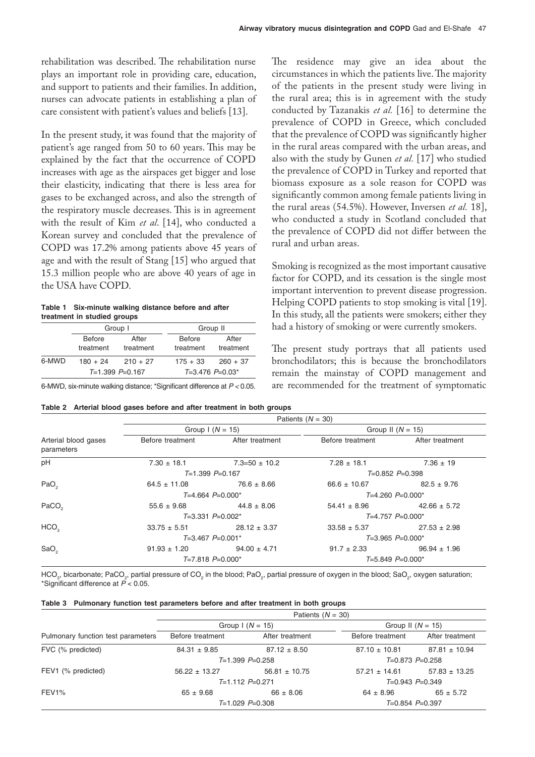rehabilitation was described. The rehabilitation nurse plays an important role in providing care, education, and support to patients and their families. In addition, nurses can advocate patients in establishing a plan of care consistent with patient's values and beliefs [13].

In the present study, it was found that the majority of patient's age ranged from 50 to 60 years. This may be explained by the fact that the occurrence of COPD increases with age as the airspaces get bigger and lose their elasticity, indicating that there is less area for gases to be exchanged across, and also the strength of the respiratory muscle decreases. This is in agreement with the result of Kim *et al*. [14], who conducted a Korean survey and concluded that the prevalence of COPD was 17.2% among patients above 45 years of age and with the result of Stang [15] who argued that 15.3 million people who are above 40 years of age in the USA have COPD.

**Table 1 Six-minute walking distance before and after treatment in studied groups**

| | Group I | | Group II | |
|---|---|---|---|---|
| | Before treatment | After treatment | Before treatment | After treatment |
| 6-MWD | 180 + 24 | 210 + 27 | 175 + 33 | 260 + 37 |
| | $T$=1.399 $P$=0.167 | | $T$=3.476 $P$=0.03* | |

6-MWD, six-minute walking distance; *Significant difference at $P < 0.05$.

The residence may give an idea about the circumstances in which the patients live. The majority of the patients in the present study were living in the rural area; this is in agreement with the study conducted by Tazanakis *et al.* [16] to determine the prevalence of COPD in Greece, which concluded that the prevalence of COPD was significantly higher in the rural areas compared with the urban areas, and also with the study by Gunen *et al.* [17] who studied the prevalence of COPD in Turkey and reported that biomass exposure as a sole reason for COPD was significantly common among female patients living in the rural areas (54.5%). However, Inversen *et al.* 18], who conducted a study in Scotland concluded that the prevalence of COPD did not differ between the rural and urban areas.

Smoking is recognized as the most important causative factor for COPD, and its cessation is the single most important intervention to prevent disease progression. Helping COPD patients to stop smoking is vital [19]. In this study, all the patients were smokers; either they had a history of smoking or were currently smokers.

The present study portrays that all patients used bronchodilators; this is because the bronchodilators remain the mainstay of COPD management and are recommended for the treatment of symptomatic

**Table 2 Arterial blood gases before and after treatment in both groups**

| Arterial blood gases parameters | Patients ($N$ = 30) | | | |
|---|---|---|---|---|
| | Group I ($N$ = 15) | | Group II ($N$ = 15) | |
| | Before treatment | After treatment | Before treatment | After treatment |
| pH | 7.30 ± 18.1 | 7.3=50 ± 10.2 | 7.28 ± 18.1 | 7.36 ± 19 |
| | $T$=1.399 $P$=0.167 | | $T$=0.852 $P$=0.398 | |
| $PaO_2$ | 64.5 ± 11.08 | 76.6 ± 8.66 | 66.6 ± 10.67 | 82.5 ± 9.76 |
| | $T$=4.664 $P$=0.000* | | $T$=4.260 $P$=0.000* | |
| $PaCO_2$ | 55.6 ± 9.68 | 44.8 ± 8.06 | 54.41 ± 8.96 | 42.66 ± 5.72 |
| | $T$=3.331 $P$=0.002* | | $T$=4.757 $P$=0.000* | |
| $HCO_3$ | 33.75 ± 5.51 | 28.12 ± 3.37 | 33.58 ± 5.37 | 27.53 ± 2.98 |
| | $T$=3.467 $P$=0.001* | | $T$=3.965 $P$=0.000* | |
| $SaO_2$ | 91.93 ± 1.20 | 94.00 ± 4.71 | 91.7 ± 2.33 | 96.94 ± 1.96 |
| | $T$=7.818 $P$=0.000* | | $T$=5.849 $P$=0.000* | |

$HCO_3$, bicarbonate; $PaCO_2$, partial pressure of $CO_2$ in the blood; $PaO_2$, partial pressure of oxygen in the blood; $SaO_2$, oxygen saturation; *Significant difference at $P < 0.05$.

**Table 3 Pulmonary function test parameters before and after treatment in both groups**

| Pulmonary function test parameters | Patients ($N$ = 30) | | | |
|---|---|---|---|---|
| | Group I ($N$ = 15) | | Group II ($N$ = 15) | |
| | Before treatment | After treatment | Before treatment | After treatment |
| FVC (% predicted) | 84.31 ± 9.85 | 87.12 ± 8.50 | 87.10 ± 10.81 | 87.81 ± 10.94 |
| | $T$=1.399 $P$=0.258 | | $T$=0.873 $P$=0.258 | |
| FEV1 (% predicted) | 56.22 ± 13.27 | 56.81 ± 10.75 | 57.21 ± 14.61 | 57.83 ± 13.25 |
| | $T$=1.112 $P$=0.271 | | $T$=0.943 $P$=0.349 | |
| FEV1% | 65 ± 9.68 | 66 ± 8.06 | 64 ± 8.96 | 65 ± 5.72 |
| | $T$=1.029 $P$=0.308 | | $T$=0.854 $P$=0.397 | |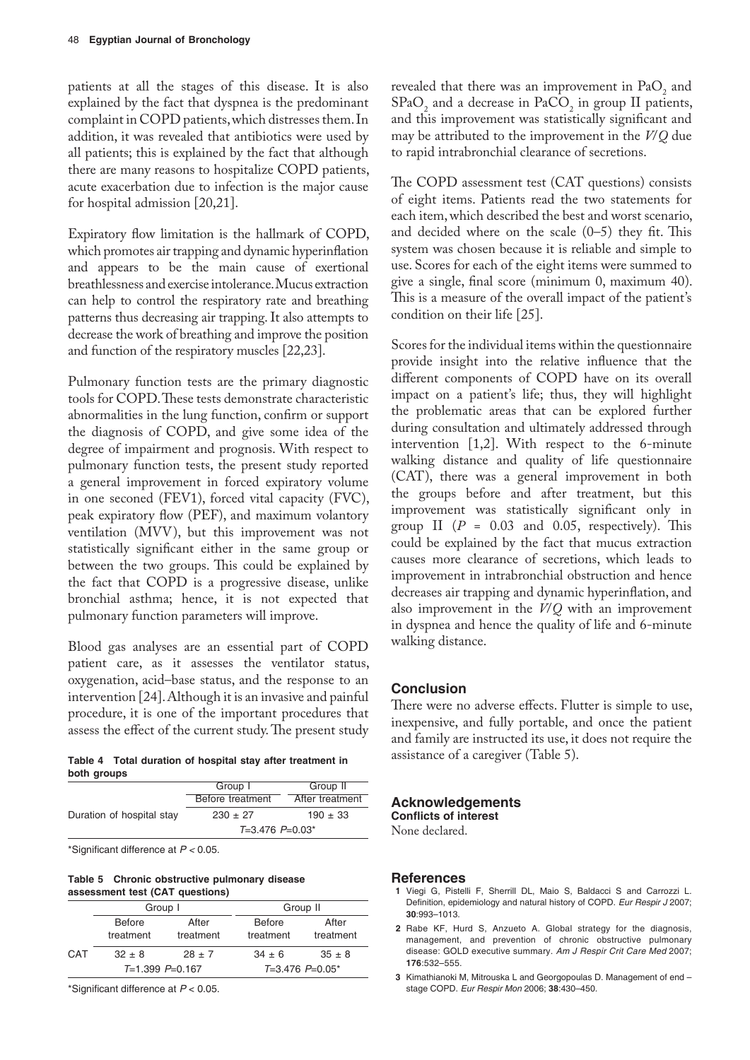patients at all the stages of this disease. It is also explained by the fact that dyspnea is the predominant complaint in COPD patients, which distresses them. In addition, it was revealed that antibiotics were used by all patients; this is explained by the fact that although there are many reasons to hospitalize COPD patients, acute exacerbation due to infection is the major cause for hospital admission [20,21].

Expiratory flow limitation is the hallmark of COPD, which promotes air trapping and dynamic hyperinflation and appears to be the main cause of exertional breathlessness and exercise intolerance. Mucus extraction can help to control the respiratory rate and breathing patterns thus decreasing air trapping. It also attempts to decrease the work of breathing and improve the position and function of the respiratory muscles [22,23].

Pulmonary function tests are the primary diagnostic tools for COPD. These tests demonstrate characteristic abnormalities in the lung function, confirm or support the diagnosis of COPD, and give some idea of the degree of impairment and prognosis. With respect to pulmonary function tests, the present study reported a general improvement in forced expiratory volume in one seconed (FEV1), forced vital capacity (FVC), peak expiratory flow (PEF), and maximum volantory ventilation (MVV), but this improvement was not statistically significant either in the same group or between the two groups. This could be explained by the fact that COPD is a progressive disease, unlike bronchial asthma; hence, it is not expected that pulmonary function parameters will improve.

Blood gas analyses are an essential part of COPD patient care, as it assesses the ventilator status, oxygenation, acid–base status, and the response to an intervention [24]. Although it is an invasive and painful procedure, it is one of the important procedures that assess the effect of the current study. The present study revealed that there was an improvement in $PaO_2$ and $SPaO_2$ and a decrease in $PaCO_2$ in group II patients, and this improvement was statistically significant and may be attributed to the improvement in the *V/Q* due to rapid intrabronchial clearance of secretions.

**Table 4 Total duration of hospital stay after treatment in both groups**

| | Group I | Group II |
|---|---|---|
| | Before treatment | After treatment |
| Duration of hospital stay | 230 ± 27 | 190 ± 33 |
| | $T$=3.476 $P$=0.03* | |

*Significant difference at $P < 0.05$.

**Table 5 Chronic obstructive pulmonary disease assessment test (CAT questions)**

| | Group I | | Group II | |
|---|---|---|---|---|
| | Before treatment | After treatment | Before treatment | After treatment |
| CAT | 32 ± 8 | 28 ± 7 | 34 ± 6 | 35 ± 8 |
| | $T$=1.399 $P$=0.167 | | $T$=3.476 $P$=0.05* | |

*Significant difference at $P < 0.05$.

The COPD assessment test (CAT questions) consists of eight items. Patients read the two statements for each item, which described the best and worst scenario, and decided where on the scale (0–5) they fit. This system was chosen because it is reliable and simple to use. Scores for each of the eight items were summed to give a single, final score (minimum 0, maximum 40). This is a measure of the overall impact of the patient's condition on their life [25].

Scores for the individual items within the questionnaire provide insight into the relative influence that the different components of COPD have on its overall impact on a patient's life; thus, they will highlight the problematic areas that can be explored further during consultation and ultimately addressed through intervention [1,2]. With respect to the 6-minute walking distance and quality of life questionnaire (CAT), there was a general improvement in both the groups before and after treatment, but this improvement was statistically significant only in group II ($P$ = 0.03 and 0.05, respectively). This could be explained by the fact that mucus extraction causes more clearance of secretions, which leads to improvement in intrabronchial obstruction and hence decreases air trapping and dynamic hyperinflation, and also improvement in the *V/Q* with an improvement in dyspnea and hence the quality of life and 6-minute walking distance.

## Conclusion

There were no adverse effects. Flutter is simple to use, inexpensive, and fully portable, and once the patient and family are instructed its use, it does not require the assistance of a caregiver (Table 5).

## Acknowledgements

**Conflicts of interest**

None declared.

## References

1. Viegi G, Pistelli F, Sherrill DL, Maio S, Baldacci S and Carrozzi L. Definition, epidemiology and natural history of COPD. *Eur Respir J* 2007; **30**:993–1013.
2. Rabe KF, Hurd S, Anzueto A. Global strategy for the diagnosis, management, and prevention of chronic obstructive pulmonary disease: GOLD executive summary. *Am J Respir Crit Care Med* 2007; **176**:532–555.
3. Kimathianoki M, Mitrouska L and Georgopoulas D. Management of end – stage COPD. *Eur Respir Mon* 2006; **38**:430–450.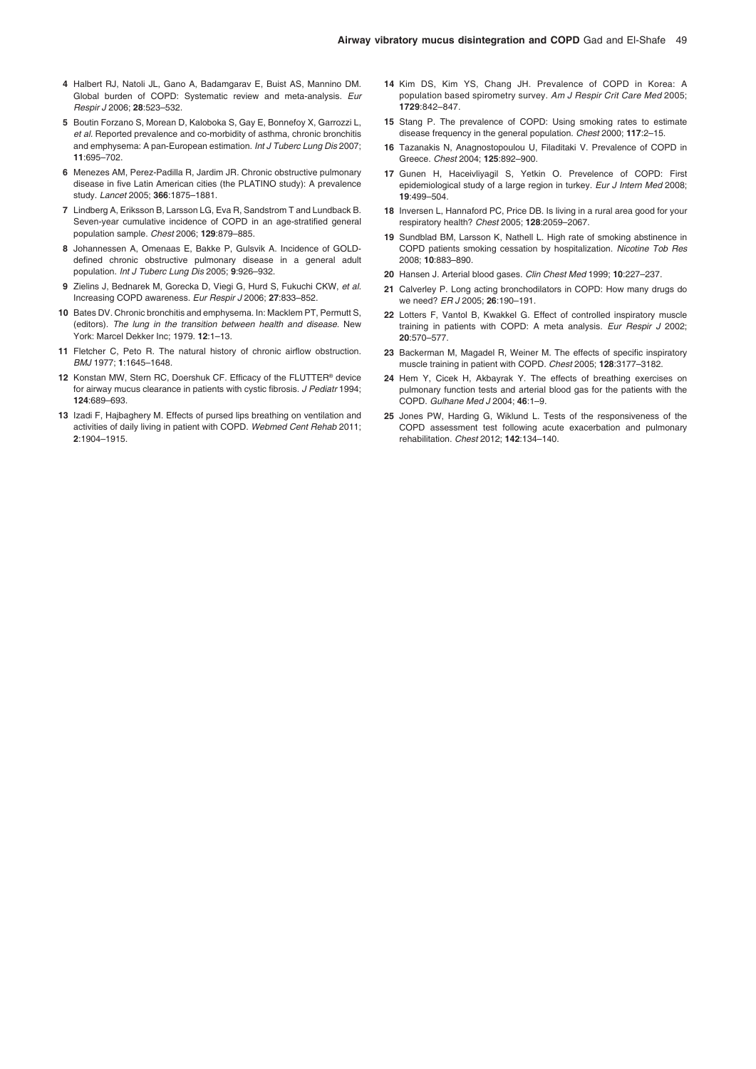4 Halbert RJ, Natoli JL, Gano A, Badamgarav E, Buist AS, Mannino DM. Global burden of COPD: Systematic review and meta-analysis. *Eur Respir J* 2006; **28**:523–532.

5 Boutin Forzano S, Morean D, Kaloboka S, Gay E, Bonnefoy X, Garrozzi L, *et al*. Reported prevalence and co-morbidity of asthma, chronic bronchitis and emphysema: A pan-European estimation. *Int J Tuberc Lung Dis* 2007; **11**:695–702.

6 Menezes AM, Perez-Padilla R, Jardim JR. Chronic obstructive pulmonary disease in five Latin American cities (the PLATINO study): A prevalence study. *Lancet* 2005; **366**:1875–1881.

7 Lindberg A, Eriksson B, Larsson LG, Eva R, Sandstrom T and Lundback B. Seven-year cumulative incidence of COPD in an age-stratified general population sample. *Chest* 2006; **129**:879–885.

8 Johannessen A, Omenaas E, Bakke P, Gulsvik A. Incidence of GOLD-defined chronic obstructive pulmonary disease in a general adult population. *Int J Tuberc Lung Dis* 2005; **9**:926–932.

9 Zielins J, Bednarek M, Gorecka D, Viegi G, Hurd S, Fukuchi CKW, *et al*. Increasing COPD awareness. *Eur Respir J* 2006; **27**:833–852.

10 Bates DV. Chronic bronchitis and emphysema. In: Macklem PT, Permutt S, (editors). *The lung in the transition between health and disease*. New York: Marcel Dekker Inc; 1979. **12**:1–13.

11 Fletcher C, Peto R. The natural history of chronic airflow obstruction. *BMJ* 1977; **1**:1645–1648.

12 Konstan MW, Stern RC, Doershuk CF. Efficacy of the FLUTTER® device for airway mucus clearance in patients with cystic fibrosis. *J Pediatr* 1994; **124**:689–693.

13 Izadi F, Hajbaghery M. Effects of pursed lips breathing on ventilation and activities of daily living in patient with COPD. *Webmed Cent Rehab* 2011; **2**:1904–1915.

14 Kim DS, Kim YS, Chang JH. Prevalence of COPD in Korea: A population based spirometry survey. *Am J Respir Crit Care Med* 2005; **1729**:842–847.

15 Stang P. The prevalence of COPD: Using smoking rates to estimate disease frequency in the general population. *Chest* 2000; **117**:2–15.

16 Tazanakis N, Anagnostopoulou U, Filaditaki V. Prevalence of COPD in Greece. *Chest* 2004; **125**:892–900.

17 Gunen H, Haceivliyagil S, Yetkin O. Prevelence of COPD: First epidemiological study of a large region in turkey. *Eur J Intern Med* 2008; **19**:499–504.

18 Inversen L, Hannaford PC, Price DB. Is living in a rural area good for your respiratory health? *Chest* 2005; **128**:2059–2067.

19 Sundblad BM, Larsson K, Nathell L. High rate of smoking abstinence in COPD patients smoking cessation by hospitalization. *Nicotine Tob Res* 2008; **10**:883–890.

20 Hansen J. Arterial blood gases. *Clin Chest Med* 1999; **10**:227–237.

21 Calverley P. Long acting bronchodilators in COPD: How many drugs do we need? *ER J* 2005; **26**:190–191.

22 Lotters F, Vantol B, Kwakkel G. Effect of controlled inspiratory muscle training in patients with COPD: A meta analysis. *Eur Respir J* 2002; **20**:570–577.

23 Backerman M, Magadel R, Weiner M. The effects of specific inspiratory muscle training in patient with COPD. *Chest* 2005; **128**:3177–3182.

24 Hem Y, Cicek H, Akbayrak Y. The effects of breathing exercises on pulmonary function tests and arterial blood gas for the patients with the COPD. *Gulhane Med J* 2004; **46**:1–9.

25 Jones PW, Harding G, Wiklund L. Tests of the responsiveness of the COPD assessment test following acute exacerbation and pulmonary rehabilitation. *Chest* 2012; **142**:134–140.